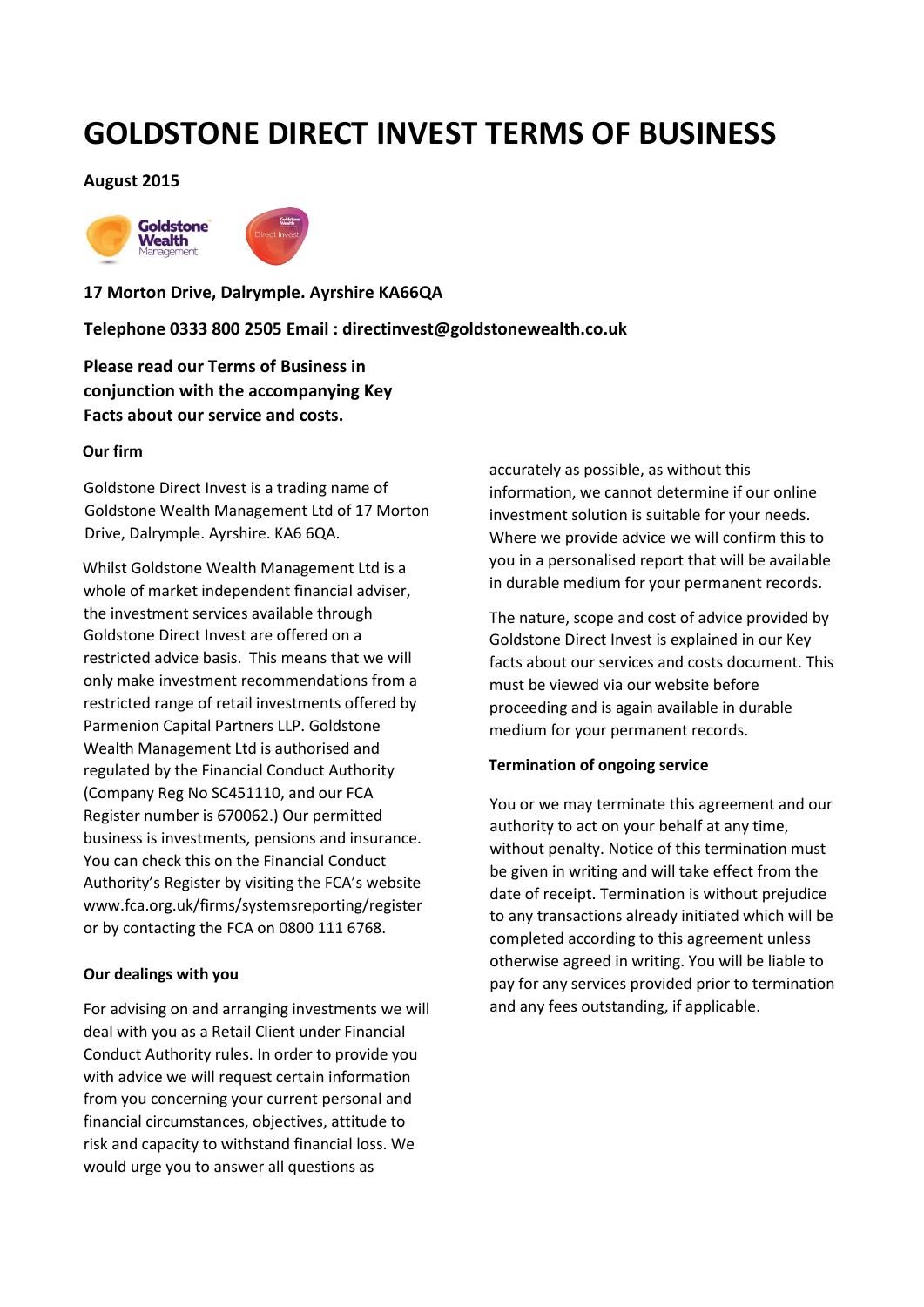# GOLDSTONE DIRECT INVEST TERMS OF BUSINESS

**August 2015**

**17 Morton Drive, Dalrymple. Ayrshire KA66QA**

**Telephone 0333 800 2505 Email : directinvest@goldstonewealth.co.uk**

**Please read our Terms of Business in conjunction with the accompanying Key Facts about our service and costs.**

### Our firm

Goldstone Direct Invest is a trading name of Goldstone Wealth Management Ltd of 17 Morton Drive, Dalrymple. Ayrshire. KA6 6QA.

Whilst Goldstone Wealth Management Ltd is a whole of market independent financial adviser, the investment services available through Goldstone Direct Invest are offered on a restricted advice basis. This means that we will only make investment recommendations from a restricted range of retail investments offered by Parmenion Capital Partners LLP. Goldstone Wealth Management Ltd is authorised and regulated by the Financial Conduct Authority (Company Reg No SC451110, and our FCA Register number is 670062.) Our permitted business is investments, pensions and insurance. You can check this on the Financial Conduct Authority's Register by visiting the FCA's website www.fca.org.uk/firms/systemsreporting/register or by contacting the FCA on 0800 111 6768.

### Our dealings with you

For advising on and arranging investments we will deal with you as a Retail Client under Financial Conduct Authority rules. In order to provide you with advice we will request certain information from you concerning your current personal and financial circumstances, objectives, attitude to risk and capacity to withstand financial loss. We would urge you to answer all questions as accurately as possible, as without this information, we cannot determine if our online investment solution is suitable for your needs. Where we provide advice we will confirm this to you in a personalised report that will be available in durable medium for your permanent records.

The nature, scope and cost of advice provided by Goldstone Direct Invest is explained in our Key facts about our services and costs document. This must be viewed via our website before proceeding and is again available in durable medium for your permanent records.

### Termination of ongoing service

You or we may terminate this agreement and our authority to act on your behalf at any time, without penalty. Notice of this termination must be given in writing and will take effect from the date of receipt. Termination is without prejudice to any transactions already initiated which will be completed according to this agreement unless otherwise agreed in writing. You will be liable to pay for any services provided prior to termination and any fees outstanding, if applicable.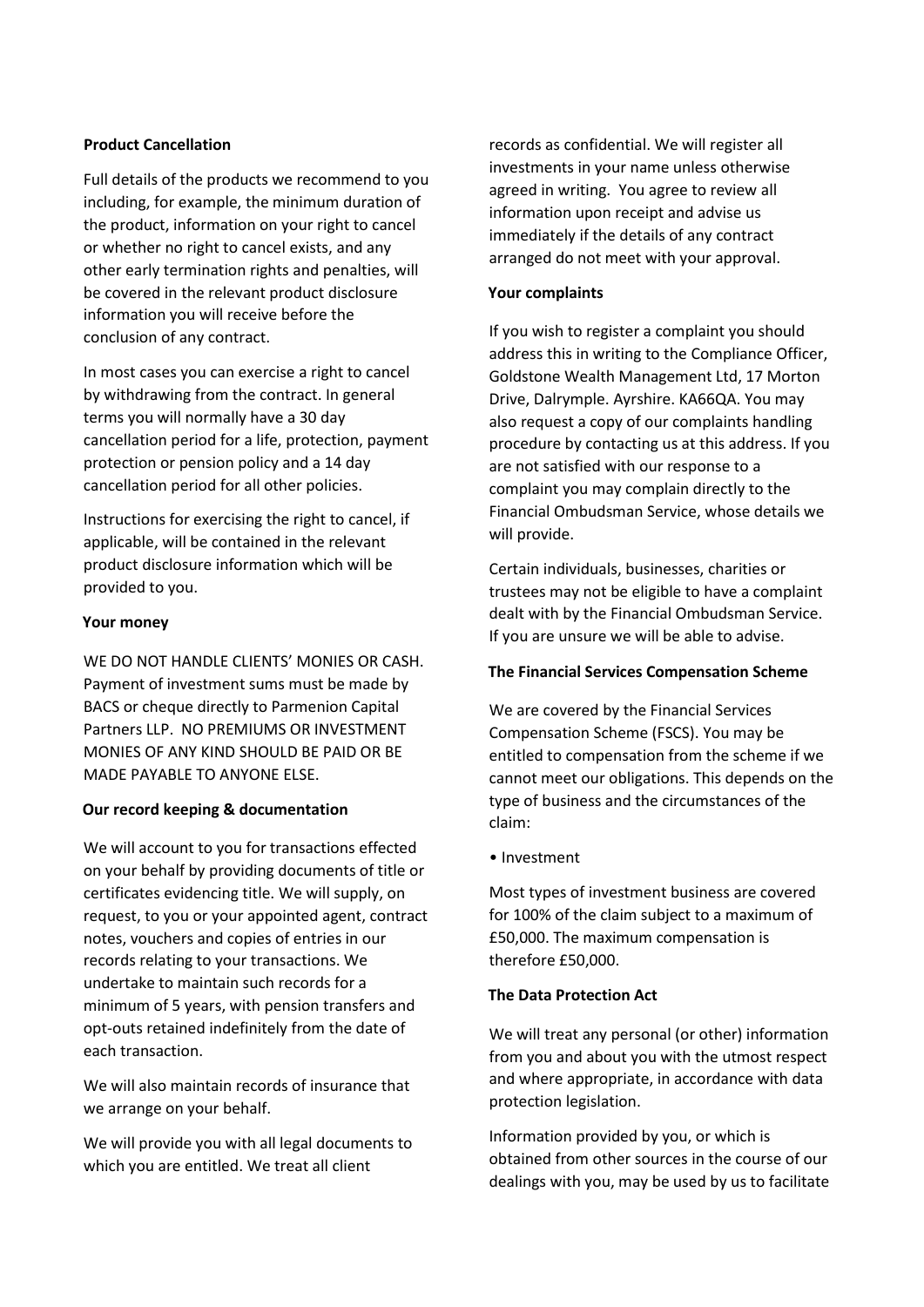**Product Cancellation**

Full details of the products we recommend to you including, for example, the minimum duration of the product, information on your right to cancel or whether no right to cancel exists, and any other early termination rights and penalties, will be covered in the relevant product disclosure information you will receive before the conclusion of any contract.

In most cases you can exercise a right to cancel by withdrawing from the contract. In general terms you will normally have a 30 day cancellation period for a life, protection, payment protection or pension policy and a 14 day cancellation period for all other policies.

Instructions for exercising the right to cancel, if applicable, will be contained in the relevant product disclosure information which will be provided to you.

**Your money**

WE DO NOT HANDLE CLIENTS' MONIES OR CASH. Payment of investment sums must be made by BACS or cheque directly to Parmenion Capital Partners LLP. NO PREMIUMS OR INVESTMENT MONIES OF ANY KIND SHOULD BE PAID OR BE MADE PAYABLE TO ANYONE ELSE.

**Our record keeping & documentation**

We will account to you for transactions effected on your behalf by providing documents of title or certificates evidencing title. We will supply, on request, to you or your appointed agent, contract notes, vouchers and copies of entries in our records relating to your transactions. We undertake to maintain such records for a minimum of 5 years, with pension transfers and opt-outs retained indefinitely from the date of each transaction.

We will also maintain records of insurance that we arrange on your behalf.

We will provide you with all legal documents to which you are entitled. We treat all client records as confidential. We will register all investments in your name unless otherwise agreed in writing. You agree to review all information upon receipt and advise us immediately if the details of any contract arranged do not meet with your approval.

**Your complaints**

If you wish to register a complaint you should address this in writing to the Compliance Officer, Goldstone Wealth Management Ltd, 17 Morton Drive, Dalrymple. Ayrshire. KA66QA. You may also request a copy of our complaints handling procedure by contacting us at this address. If you are not satisfied with our response to a complaint you may complain directly to the Financial Ombudsman Service, whose details we will provide.

Certain individuals, businesses, charities or trustees may not be eligible to have a complaint dealt with by the Financial Ombudsman Service. If you are unsure we will be able to advise.

**The Financial Services Compensation Scheme**

We are covered by the Financial Services Compensation Scheme (FSCS). You may be entitled to compensation from the scheme if we cannot meet our obligations. This depends on the type of business and the circumstances of the claim:

- Investment

Most types of investment business are covered for 100% of the claim subject to a maximum of £50,000. The maximum compensation is therefore £50,000.

**The Data Protection Act**

We will treat any personal (or other) information from you and about you with the utmost respect and where appropriate, in accordance with data protection legislation.

Information provided by you, or which is obtained from other sources in the course of our dealings with you, may be used by us to facilitate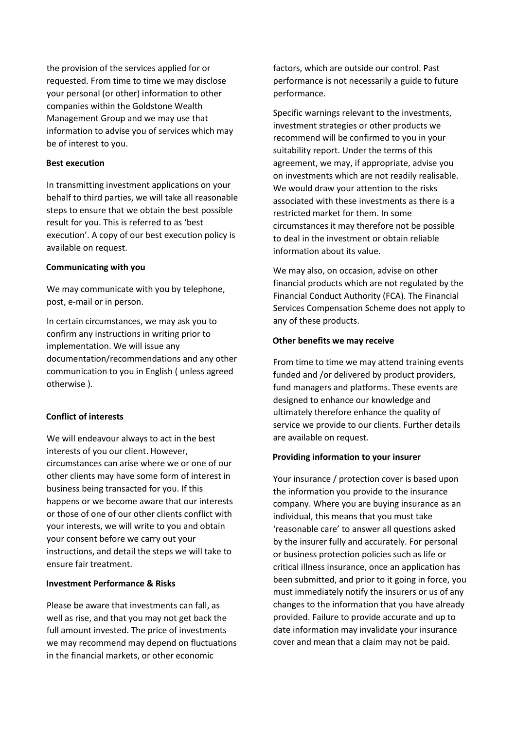the provision of the services applied for or requested. From time to time we may disclose your personal (or other) information to other companies within the Goldstone Wealth Management Group and we may use that information to advise you of services which may be of interest to you.

**Best execution**

In transmitting investment applications on your behalf to third parties, we will take all reasonable steps to ensure that we obtain the best possible result for you. This is referred to as 'best execution'. A copy of our best execution policy is available on request.

**Communicating with you**

We may communicate with you by telephone, post, e-mail or in person.

In certain circumstances, we may ask you to confirm any instructions in writing prior to implementation. We will issue any documentation/recommendations and any other communication to you in English ( unless agreed otherwise ).

**Conflict of interests**

We will endeavour always to act in the best interests of you our client. However, circumstances can arise where we or one of our other clients may have some form of interest in business being transacted for you. If this happens or we become aware that our interests or those of one of our other clients conflict with your interests, we will write to you and obtain your consent before we carry out your instructions, and detail the steps we will take to ensure fair treatment.

**Investment Performance & Risks**

Please be aware that investments can fall, as well as rise, and that you may not get back the full amount invested. The price of investments we may recommend may depend on fluctuations in the financial markets, or other economic factors, which are outside our control. Past performance is not necessarily a guide to future performance.

Specific warnings relevant to the investments, investment strategies or other products we recommend will be confirmed to you in your suitability report. Under the terms of this agreement, we may, if appropriate, advise you on investments which are not readily realisable. We would draw your attention to the risks associated with these investments as there is a restricted market for them. In some circumstances it may therefore not be possible to deal in the investment or obtain reliable information about its value.

We may also, on occasion, advise on other financial products which are not regulated by the Financial Conduct Authority (FCA). The Financial Services Compensation Scheme does not apply to any of these products.

**Other benefits we may receive**

From time to time we may attend training events funded and /or delivered by product providers, fund managers and platforms. These events are designed to enhance our knowledge and ultimately therefore enhance the quality of service we provide to our clients. Further details are available on request.

**Providing information to your insurer**

Your insurance / protection cover is based upon the information you provide to the insurance company. Where you are buying insurance as an individual, this means that you must take 'reasonable care' to answer all questions asked by the insurer fully and accurately. For personal or business protection policies such as life or critical illness insurance, once an application has been submitted, and prior to it going in force, you must immediately notify the insurers or us of any changes to the information that you have already provided. Failure to provide accurate and up to date information may invalidate your insurance cover and mean that a claim may not be paid.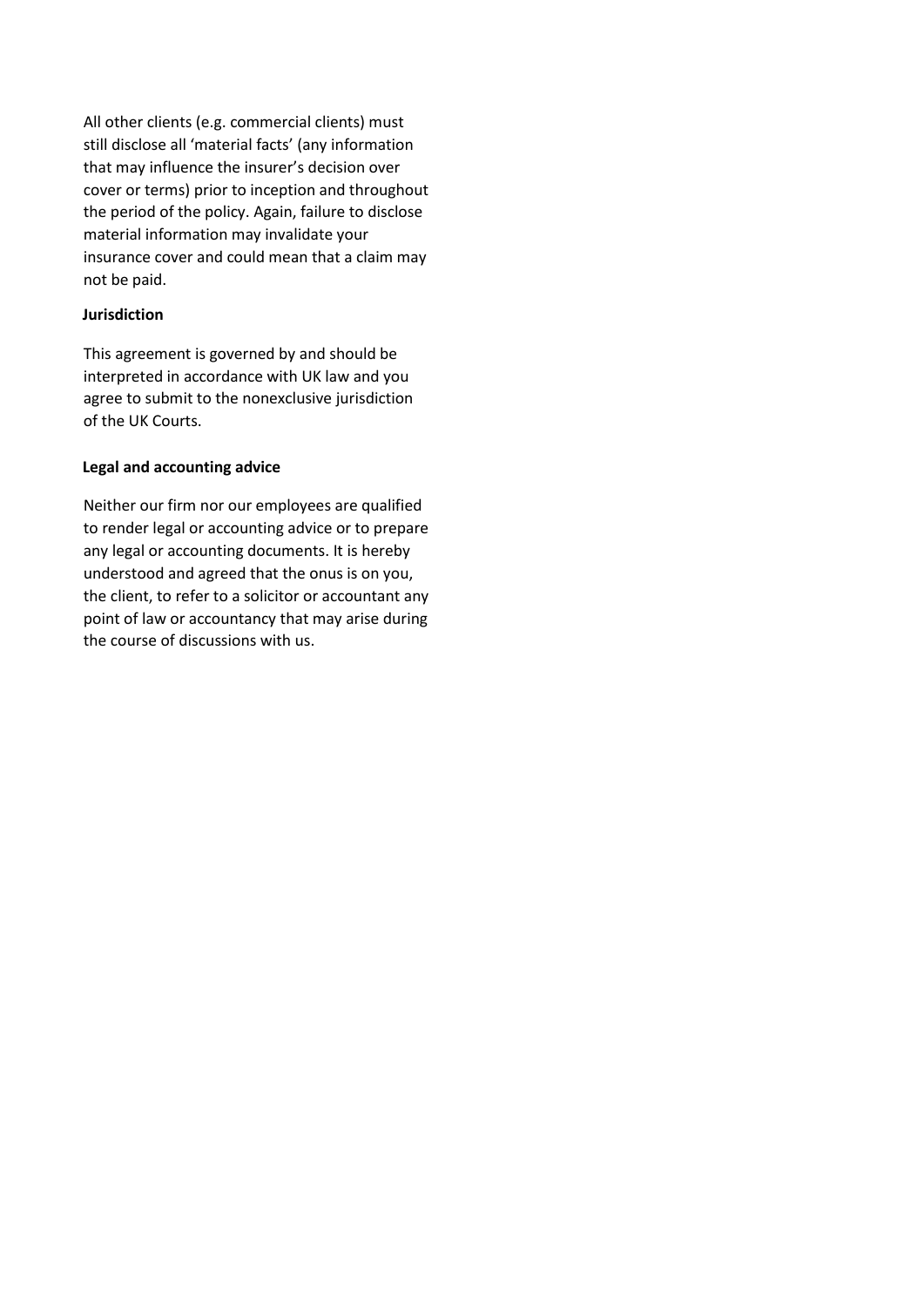All other clients (e.g. commercial clients) must still disclose all 'material facts' (any information that may influence the insurer's decision over cover or terms) prior to inception and throughout the period of the policy. Again, failure to disclose material information may invalidate your insurance cover and could mean that a claim may not be paid.

**Jurisdiction**

This agreement is governed by and should be interpreted in accordance with UK law and you agree to submit to the nonexclusive jurisdiction of the UK Courts.

**Legal and accounting advice**

Neither our firm nor our employees are qualified to render legal or accounting advice or to prepare any legal or accounting documents. It is hereby understood and agreed that the onus is on you, the client, to refer to a solicitor or accountant any point of law or accountancy that may arise during the course of discussions with us.